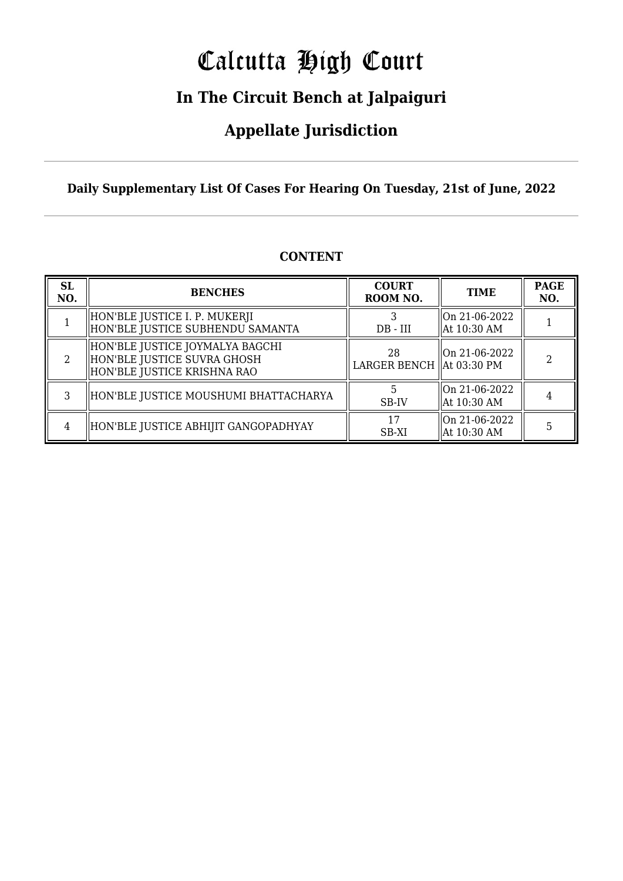# Calcutta High Court

## In The Circuit Bench at Jalpaiguri

## Appellate Jurisdiction

**Daily Supplementary List Of Cases For Hearing On Tuesday, 21st of June, 2022**

**CONTENT**

| SL NO. | BENCHES | COURT ROOM NO. | TIME | PAGE NO. |
|---|---|---|---|---|
| 1 | HON'BLE JUSTICE I. P. MUKERJI<br>HON'BLE JUSTICE SUBHENDU SAMANTA | 3<br>DB - III | On 21-06-2022<br>At 10:30 AM | 1 |
| 2 | HON'BLE JUSTICE JOYMALYA BAGCHI<br>HON'BLE JUSTICE SUVRA GHOSH<br>HON'BLE JUSTICE KRISHNA RAO | 28<br>LARGER BENCH | On 21-06-2022<br>At 03:30 PM | 2 |
| 3 | HON'BLE JUSTICE MOUSHUMI BHATTACHARYA | 5<br>SB-IV | On 21-06-2022<br>At 10:30 AM | 4 |
| 4 | HON'BLE JUSTICE ABHIJIT GANGOPADHYAY | 17<br>SB-XI | On 21-06-2022<br>At 10:30 AM | 5 |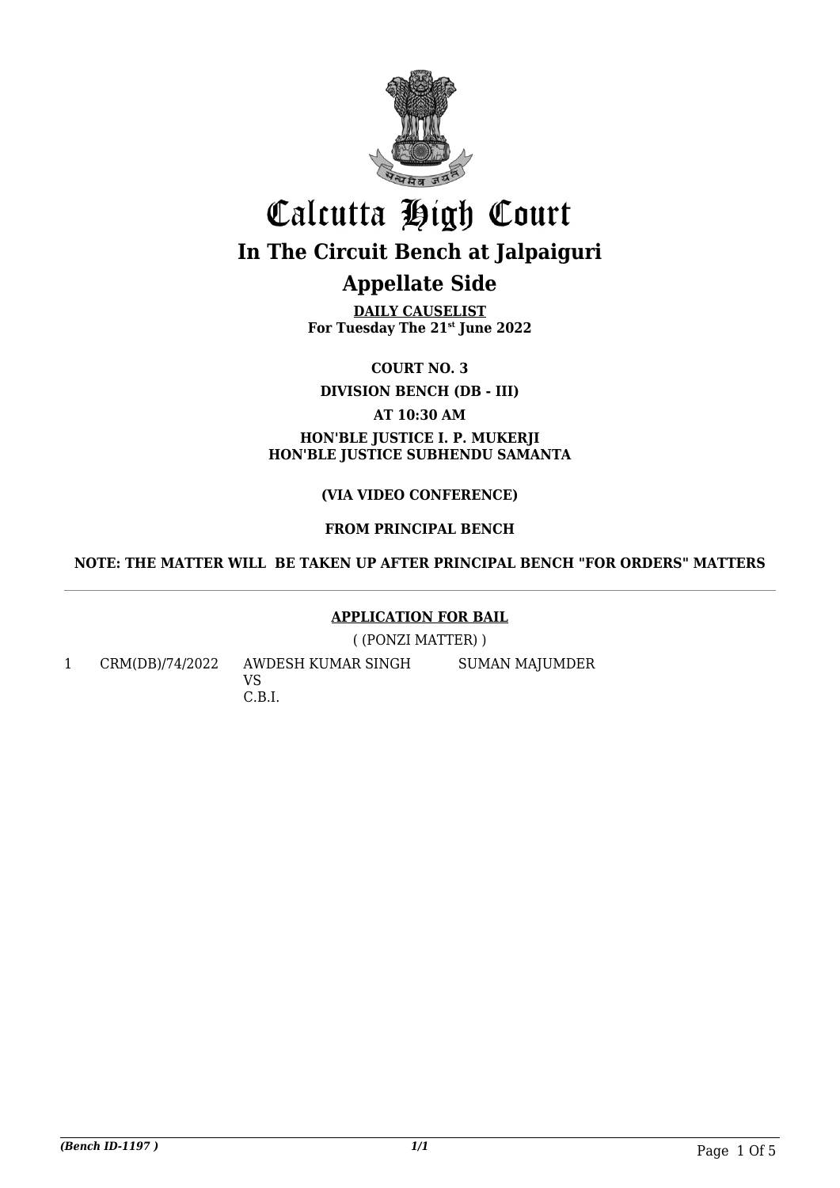# Calcutta High Court

## In The Circuit Bench at Jalpaiguri

## Appellate Side

**DAILY CAUSELIST**
**For Tuesday The 21st June 2022**

**COURT NO. 3**

**DIVISION BENCH (DB - III)**

**AT 10:30 AM**

**HON'BLE JUSTICE I. P. MUKERJI**
**HON'BLE JUSTICE SUBHENDU SAMANTA**

**(VIA VIDEO CONFERENCE)**

**FROM PRINCIPAL BENCH**

**NOTE: THE MATTER WILL BE TAKEN UP AFTER PRINCIPAL BENCH "FOR ORDERS" MATTERS**

---

### APPLICATION FOR BAIL

( (PONZI MATTER) )

| | | | |
|---|---|---|---|
| 1 | CRM(DB)/74/2022 | AWDESH KUMAR SINGH<br>VS<br>C.B.I. | SUMAN MAJUMDER |

*(Bench ID-1197 )* 1/1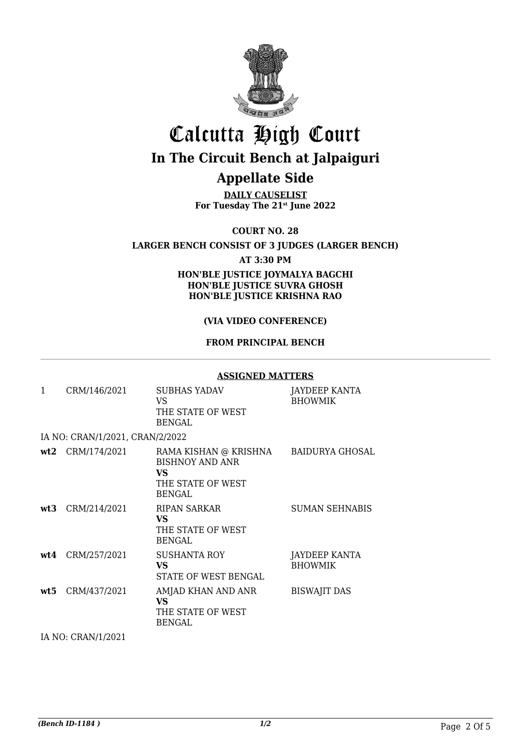# Calcutta High Court

## In The Circuit Bench at Jalpaiguri

## Appellate Side

**DAILY CAUSELIST**
**For Tuesday The 21st June 2022**

**COURT NO. 28**

**LARGER BENCH CONSIST OF 3 JUDGES (LARGER BENCH)**

**AT 3:30 PM**

**HON'BLE JUSTICE JOYMALYA BAGCHI**
**HON'BLE JUSTICE SUVRA GHOSH**
**HON'BLE JUSTICE KRISHNA RAO**

**(VIA VIDEO CONFERENCE)**

**FROM PRINCIPAL BENCH**

**ASSIGNED MATTERS**

| | | | |
|---|---|---|---|
| 1 | CRM/146/2021 | SUBHAS YADAV<br>VS<br>THE STATE OF WEST BENGAL | JAYDEEP KANTA BHOWMIK |
| IA NO: CRAN/1/2021, CRAN/2/2022 | | | |
| **wt2** | CRM/174/2021 | RAMA KISHAN @ KRISHNA BISHNOY AND ANR<br>**VS**<br>THE STATE OF WEST BENGAL | BAIDURYA GHOSAL |
| **wt3** | CRM/214/2021 | RIPAN SARKAR<br>**VS**<br>THE STATE OF WEST BENGAL | SUMAN SEHNABIS |
| **wt4** | CRM/257/2021 | SUSHANTA ROY<br>**VS**<br>STATE OF WEST BENGAL | JAYDEEP KANTA BHOWMIK |
| **wt5** | CRM/437/2021 | AMJAD KHAN AND ANR<br>**VS**<br>THE STATE OF WEST BENGAL | BISWAJIT DAS |
| IA NO: CRAN/1/2021 | | | |

*(Bench ID-1184 )*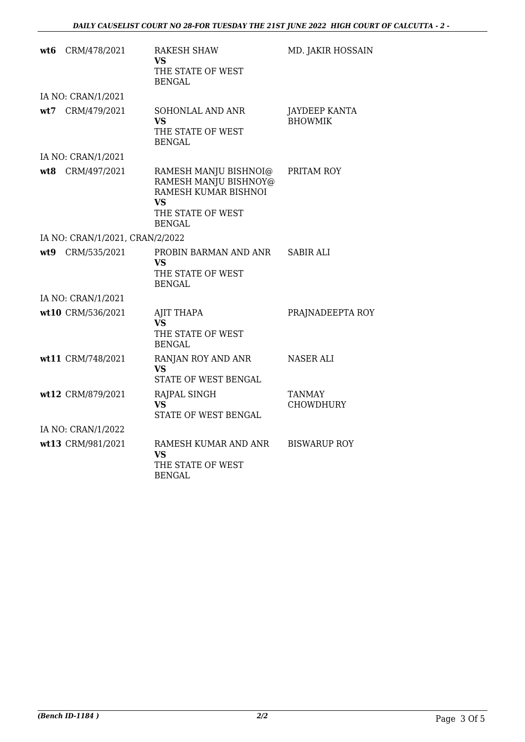| | | | |
|---|---|---|---|
| **wt6** | CRM/478/2021 | RAKESH SHAW<br>**VS**<br>THE STATE OF WEST BENGAL | MD. JAKIR HOSSAIN |
| IA NO: CRAN/1/2021 | | | |
| **wt7** | CRM/479/2021 | SOHONLAL AND ANR<br>**VS**<br>THE STATE OF WEST BENGAL | JAYDEEP KANTA BHOWMIK |
| IA NO: CRAN/1/2021 | | | |
| **wt8** | CRM/497/2021 | RAMESH MANJU BISHNOI@ RAMESH MANJU BISHNOY@ RAMESH KUMAR BISHNOI<br>**VS**<br>THE STATE OF WEST BENGAL | PRITAM ROY |
| IA NO: CRAN/1/2021, CRAN/2/2022 | | | |
| **wt9** | CRM/535/2021 | PROBIN BARMAN AND ANR<br>**VS**<br>THE STATE OF WEST BENGAL | SABIR ALI |
| IA NO: CRAN/1/2021 | | | |
| **wt10** | CRM/536/2021 | AJIT THAPA<br>**VS**<br>THE STATE OF WEST BENGAL | PRAJNADEEPTA ROY |
| **wt11** | CRM/748/2021 | RANJAN ROY AND ANR<br>**VS**<br>STATE OF WEST BENGAL | NASER ALI |
| **wt12** | CRM/879/2021 | RAJPAL SINGH<br>**VS**<br>STATE OF WEST BENGAL | TANMAY CHOWDHURY |
| IA NO: CRAN/1/2022 | | | |
| **wt13** | CRM/981/2021 | RAMESH KUMAR AND ANR<br>**VS**<br>THE STATE OF WEST BENGAL | BISWARUP ROY |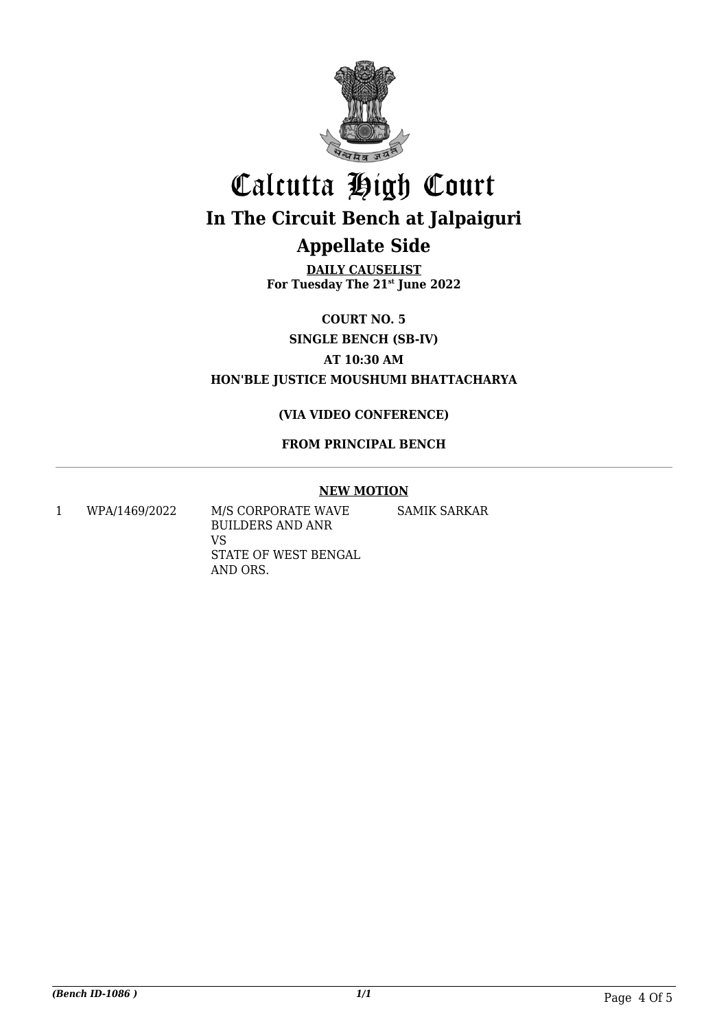# Calcutta High Court

## In The Circuit Bench at Jalpaiguri

## Appellate Side

**DAILY CAUSELIST**
**For Tuesday The 21st June 2022**

**COURT NO. 5**

**SINGLE BENCH (SB-IV)**

**AT 10:30 AM**

**HON'BLE JUSTICE MOUSHUMI BHATTACHARYA**

**(VIA VIDEO CONFERENCE)**

**FROM PRINCIPAL BENCH**

**NEW MOTION**

| | | | |
|---|---|---|---|
| 1 | WPA/1469/2022 | M/S CORPORATE WAVE BUILDERS AND ANR VS STATE OF WEST BENGAL AND ORS. | SAMIK SARKAR |

*(Bench ID-1086 )* *1/1*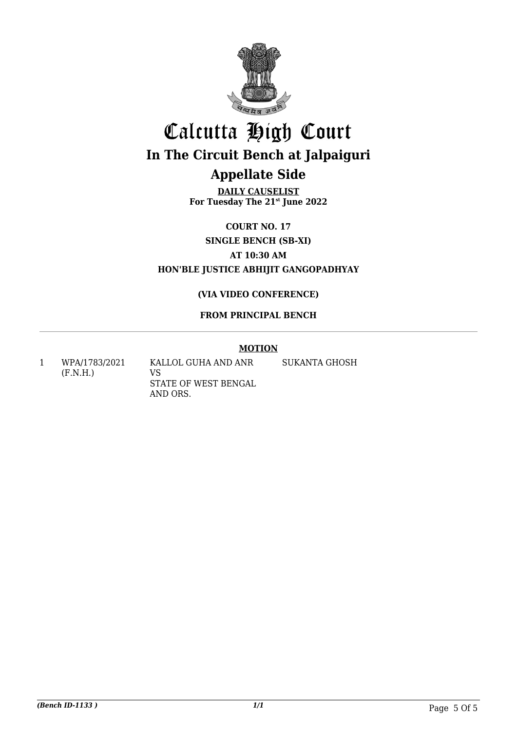# Calcutta High Court

## In The Circuit Bench at Jalpaiguri

## Appellate Side

**DAILY CAUSELIST**
**For Tuesday The 21st June 2022**

**COURT NO. 17**

**SINGLE BENCH (SB-XI)**

**AT 10:30 AM**

**HON'BLE JUSTICE ABHIJIT GANGOPADHYAY**

**(VIA VIDEO CONFERENCE)**

**FROM PRINCIPAL BENCH**

**MOTION**

| | | | |
|---|---|---|---|
| 1 | WPA/1783/2021 (F.N.H.) | KALLOL GUHA AND ANR VS STATE OF WEST BENGAL AND ORS. | SUKANTA GHOSH |

*(Bench ID-1133 )* *1/1*